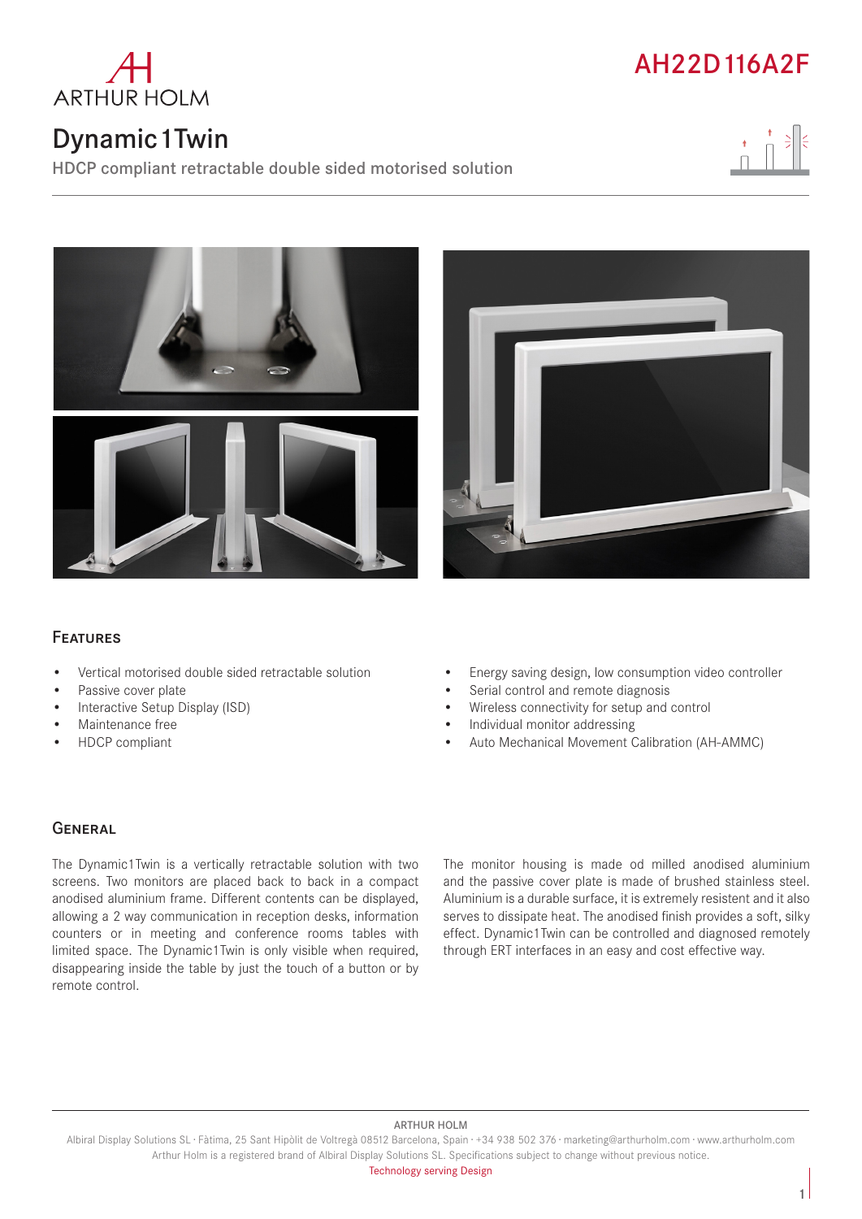ARTHUR HOLM

# AH22D116A2F

## Dynamic1Twin

HDCP compliant retractable double sided motorised solution

### Features

- Vertical motorised double sided retractable solution
- Passive cover plate
- Interactive Setup Display (ISD)
- Maintenance free
- HDCP compliant
- Energy saving design, low consumption video controller
- Serial control and remote diagnosis
- Wireless connectivity for setup and control
- Individual monitor addressing
- Auto Mechanical Movement Calibration (AH-AMMC)

### General

The Dynamic1Twin is a vertically retractable solution with two screens. Two monitors are placed back to back in a compact anodised aluminium frame. Different contents can be displayed, allowing a 2 way communication in reception desks, information counters or in meeting and conference rooms tables with limited space. The Dynamic1Twin is only visible when required, disappearing inside the table by just the touch of a button or by remote control.

The monitor housing is made od milled anodised aluminium and the passive cover plate is made of brushed stainless steel. Aluminium is a durable surface, it is extremely resistent and it also serves to dissipate heat. The anodised finish provides a soft, silky effect. Dynamic1Twin can be controlled and diagnosed remotely through ERT interfaces in an easy and cost effective way.

ARTHUR HOLM

Albiral Display Solutions SL · Fàtima, 25 Sant Hipòlit de Voltregà 08512 Barcelona, Spain · +34 938 502 376 · marketing@arthurholm.com · www.arthurholm.com

Arthur Holm is a registered brand of Albiral Display Solutions SL. Specifications subject to change without previous notice.

Technology serving Design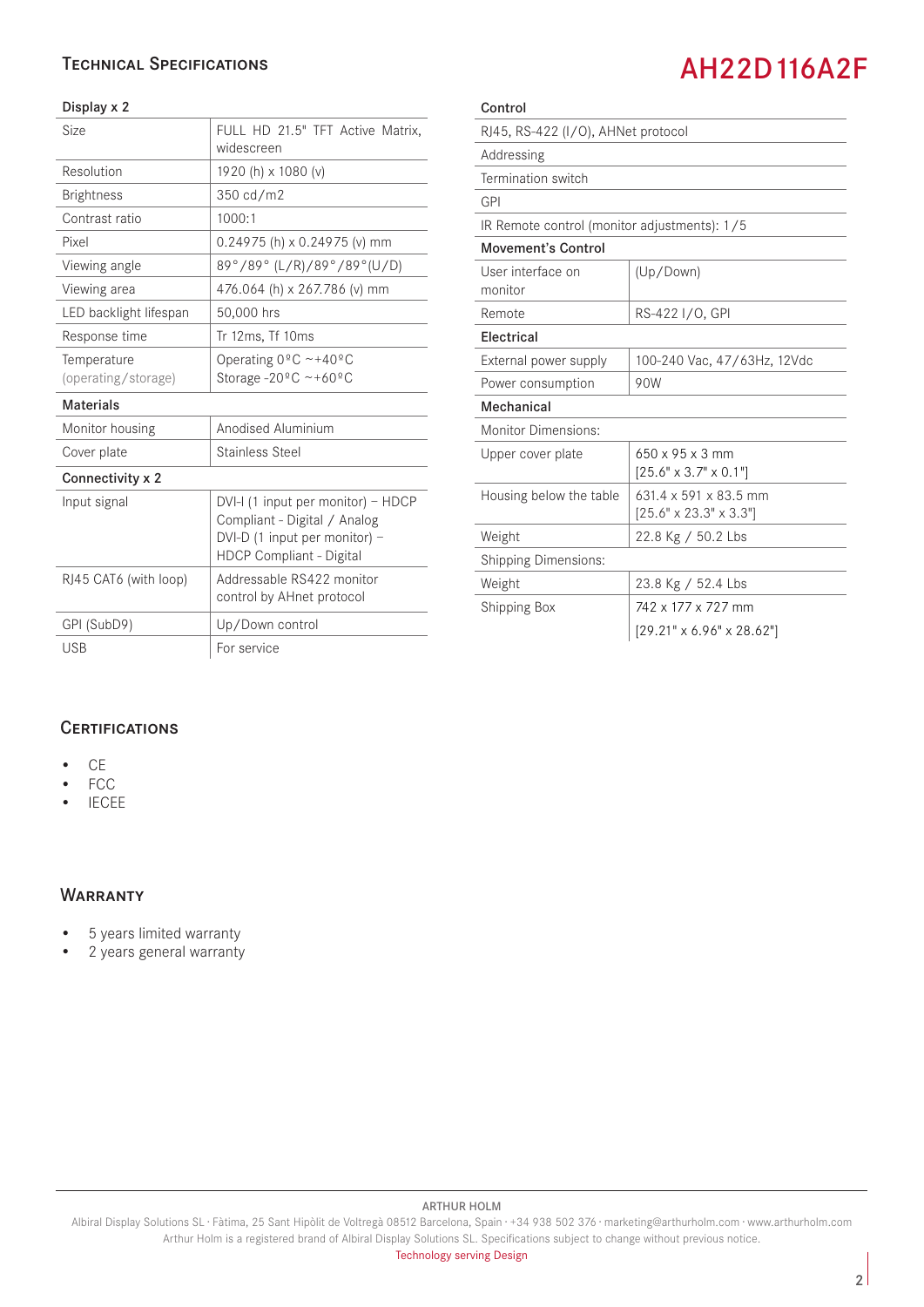## Technical Specifications

# AH22D116A2F

**Display x 2**

| Size | FULL HD 21.5" TFT Active Matrix, widescreen |
|---|---|
| Resolution | 1920 (h) x 1080 (v) |
| Brightness | 350 cd/m2 |
| Contrast ratio | 1000:1 |
| Pixel | 0.24975 (h) x 0.24975 (v) mm |
| Viewing angle | 89°/89° (L/R)/89°/89°(U/D) |
| Viewing area | 476.064 (h) x 267.786 (v) mm |
| LED backlight lifespan | 50,000 hrs |
| Response time | Tr 12ms, Tf 10ms |
| Temperature (operating/storage) | Operating 0ºC ~+40ºC Storage -20ºC ~+60ºC |
| **Materials** | |
| Monitor housing | Anodised Aluminium |
| Cover plate | Stainless Steel |
| **Connectivity x 2** | |
| Input signal | DVI-I (1 input per monitor) – HDCP Compliant - Digital / Analog DVI-D (1 input per monitor) – HDCP Compliant - Digital |
| RJ45 CAT6 (with loop) | Addressable RS422 monitor control by AHnet protocol |
| GPI (SubD9) | Up/Down control |
| USB | For service |

**Control**

| RJ45, RS-422 (I/O), AHNet protocol | |
|---|---|
| Addressing | |
| Termination switch | |
| GPI | |
| IR Remote control (monitor adjustments): 1/5 | |
| **Movement's Control** | |
| User interface on monitor | (Up/Down) |
| Remote | RS-422 I/O, GPI |
| **Electrical** | |
| External power supply | 100-240 Vac, 47/63Hz, 12Vdc |
| Power consumption | 90W |
| **Mechanical** | |
| Monitor Dimensions: | |
| Upper cover plate | 650 x 95 x 3 mm [25.6" x 3.7" x 0.1"] |
| Housing below the table | 631.4 x 591 x 83.5 mm [25.6" x 23.3" x 3.3"] |
| Weight | 22.8 Kg / 50.2 Lbs |
| Shipping Dimensions: | |
| Weight | 23.8 Kg / 52.4 Lbs |
| Shipping Box | 742 x 177 x 727 mm [29.21" x 6.96" x 28.62"] |

## Certifications

- CE
- FCC
- IECEE

## Warranty

- 5 years limited warranty
- 2 years general warranty

ARTHUR HOLM

Albiral Display Solutions SL · Fàtima, 25 Sant Hipòlit de Voltregà 08512 Barcelona, Spain · +34 938 502 376 · marketing@arthurholm.com · www.arthurholm.com
Arthur Holm is a registered brand of Albiral Display Solutions SL. Specifications subject to change without previous notice.
Technology serving Design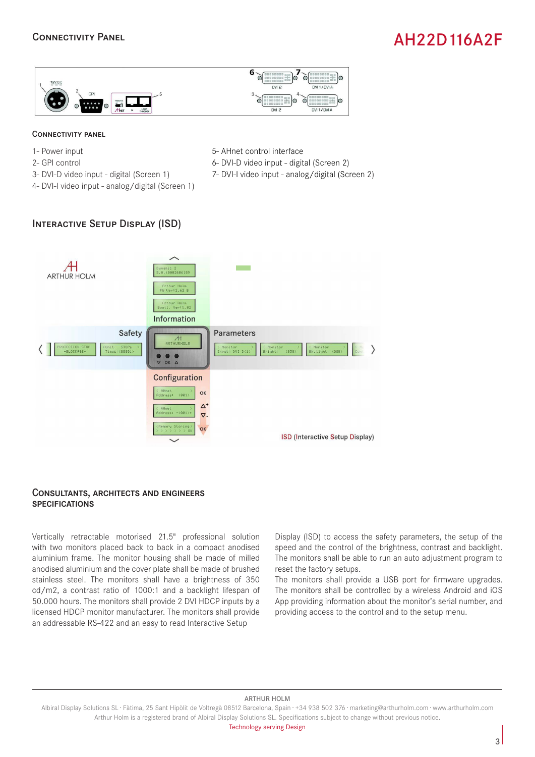## Connectivity Panel

### Connectivity panel

1- Power input
2- GPI control
3- DVI-D video input - digital (Screen 1)
4- DVI-I video input - analog/digital (Screen 1)
5- AHnet control interface
6- DVI-D video input - digital (Screen 2)
7- DVI-I video input - analog/digital (Screen 2)

## Interactive Setup Display (ISD)

ISD (Interactive Setup Display)

## Consultants, architects and engineers specifications

Vertically retractable motorised 21.5" professional solution with two monitors placed back to back in a compact anodised aluminium frame. The monitor housing shall be made of milled anodised aluminium and the cover plate shall be made of brushed stainless steel. The monitors shall have a brightness of 350 cd/m2, a contrast ratio of 1000:1 and a backlight lifespan of 50.000 hours. The monitors shall provide 2 DVI HDCP inputs by a licensed HDCP monitor manufacturer. The monitors shall provide an addressable RS-422 and an easy to read Interactive Setup Display (ISD) to access the safety parameters, the setup of the speed and the control of the brightness, contrast and backlight. The monitors shall be able to run an auto adjustment program to reset the factory setups.
The monitors shall provide a USB port for firmware upgrades.
The monitors shall be controlled by a wireless Android and iOS App providing information about the monitor's serial number, and providing access to the control and to the setup menu.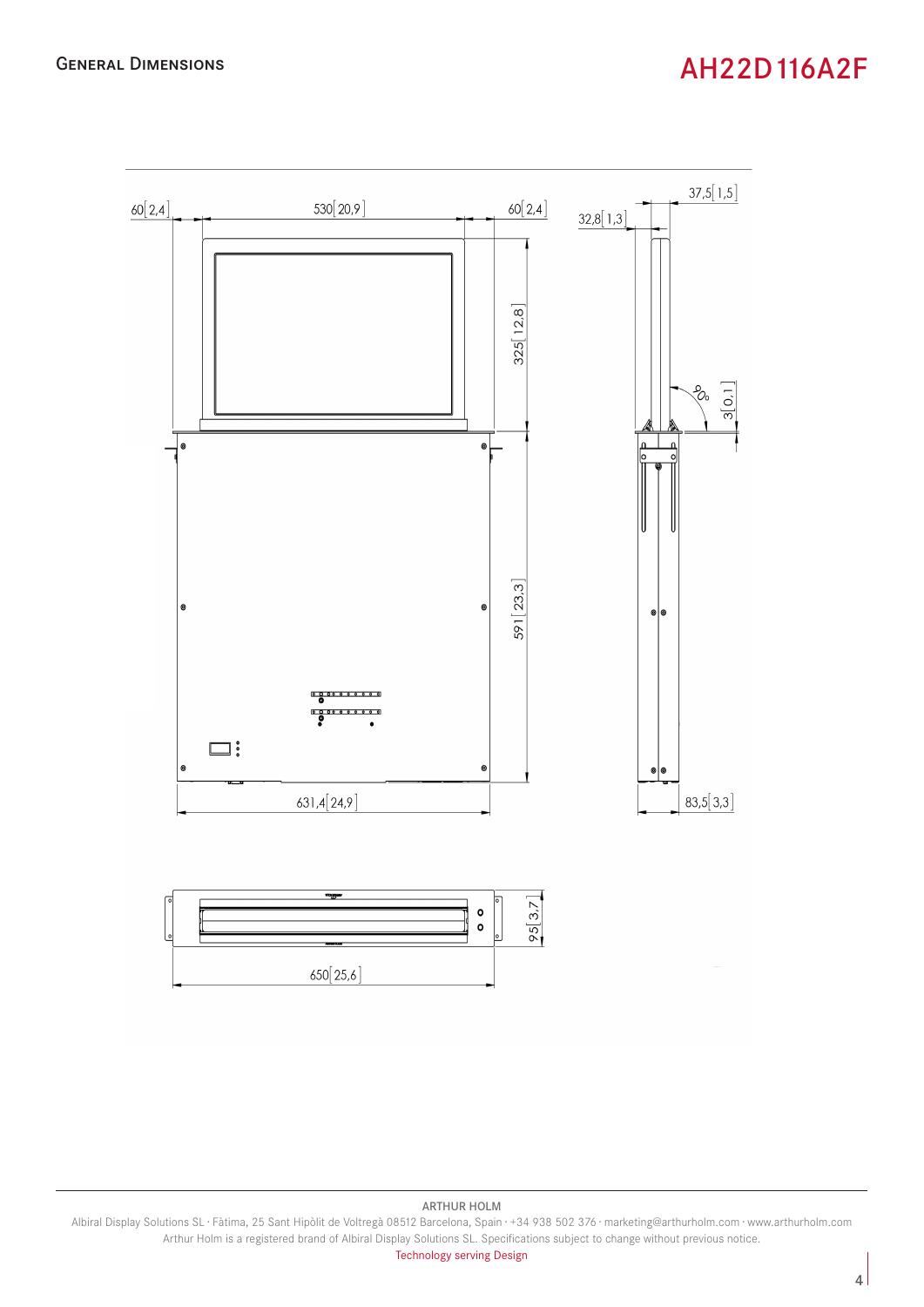## General Dimensions

# AH22D116A2F

60[2,4]
530[20,9]
60[2,4]
32,8[1,3]
37,5[1,5]
325[12,8]
90°
3[0,1]
591[23,3]
631,4[24,9]
83,5[3,3]
95[3,7]
650[25,6]

ARTHUR HOLM

Albiral Display Solutions SL · Fàtima, 25 Sant Hipòlit de Voltregà 08512 Barcelona, Spain · +34 938 502 376 · marketing@arthurholm.com · www.arthurholm.com
Arthur Holm is a registered brand of Albiral Display Solutions SL. Specifications subject to change without previous notice.
Technology serving Design